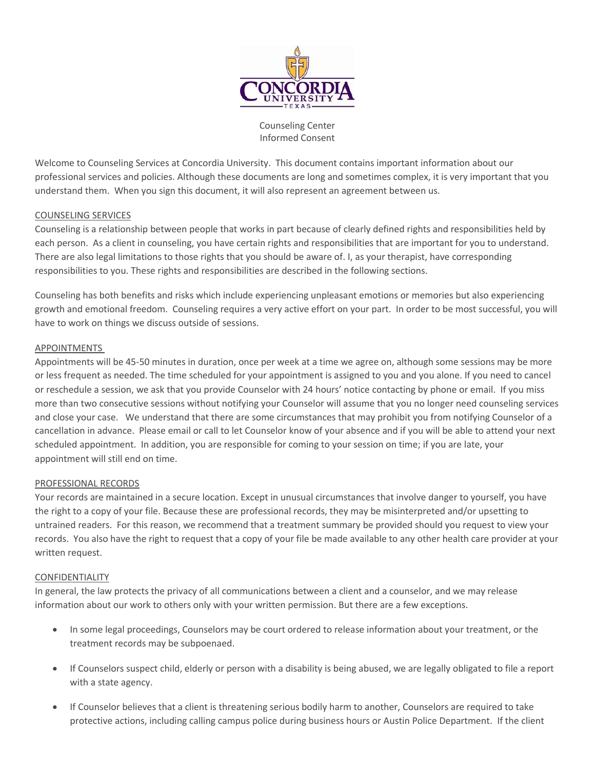Counseling Center
Informed Consent

Welcome to Counseling Services at Concordia University. This document contains important information about our professional services and policies. Although these documents are long and sometimes complex, it is very important that you understand them. When you sign this document, it will also represent an agreement between us.

## COUNSELING SERVICES

Counseling is a relationship between people that works in part because of clearly defined rights and responsibilities held by each person. As a client in counseling, you have certain rights and responsibilities that are important for you to understand. There are also legal limitations to those rights that you should be aware of. I, as your therapist, have corresponding responsibilities to you. These rights and responsibilities are described in the following sections.

Counseling has both benefits and risks which include experiencing unpleasant emotions or memories but also experiencing growth and emotional freedom. Counseling requires a very active effort on your part. In order to be most successful, you will have to work on things we discuss outside of sessions.

## APPOINTMENTS

Appointments will be 45-50 minutes in duration, once per week at a time we agree on, although some sessions may be more or less frequent as needed. The time scheduled for your appointment is assigned to you and you alone. If you need to cancel or reschedule a session, we ask that you provide Counselor with 24 hours' notice contacting by phone or email. If you miss more than two consecutive sessions without notifying your Counselor will assume that you no longer need counseling services and close your case. We understand that there are some circumstances that may prohibit you from notifying Counselor of a cancellation in advance. Please email or call to let Counselor know of your absence and if you will be able to attend your next scheduled appointment. In addition, you are responsible for coming to your session on time; if you are late, your appointment will still end on time.

## PROFESSIONAL RECORDS

Your records are maintained in a secure location. Except in unusual circumstances that involve danger to yourself, you have the right to a copy of your file. Because these are professional records, they may be misinterpreted and/or upsetting to untrained readers. For this reason, we recommend that a treatment summary be provided should you request to view your records. You also have the right to request that a copy of your file be made available to any other health care provider at your written request.

## CONFIDENTIALITY

In general, the law protects the privacy of all communications between a client and a counselor, and we may release information about our work to others only with your written permission. But there are a few exceptions.

- In some legal proceedings, Counselors may be court ordered to release information about your treatment, or the treatment records may be subpoenaed.
- If Counselors suspect child, elderly or person with a disability is being abused, we are legally obligated to file a report with a state agency.
- If Counselor believes that a client is threatening serious bodily harm to another, Counselors are required to take protective actions, including calling campus police during business hours or Austin Police Department. If the client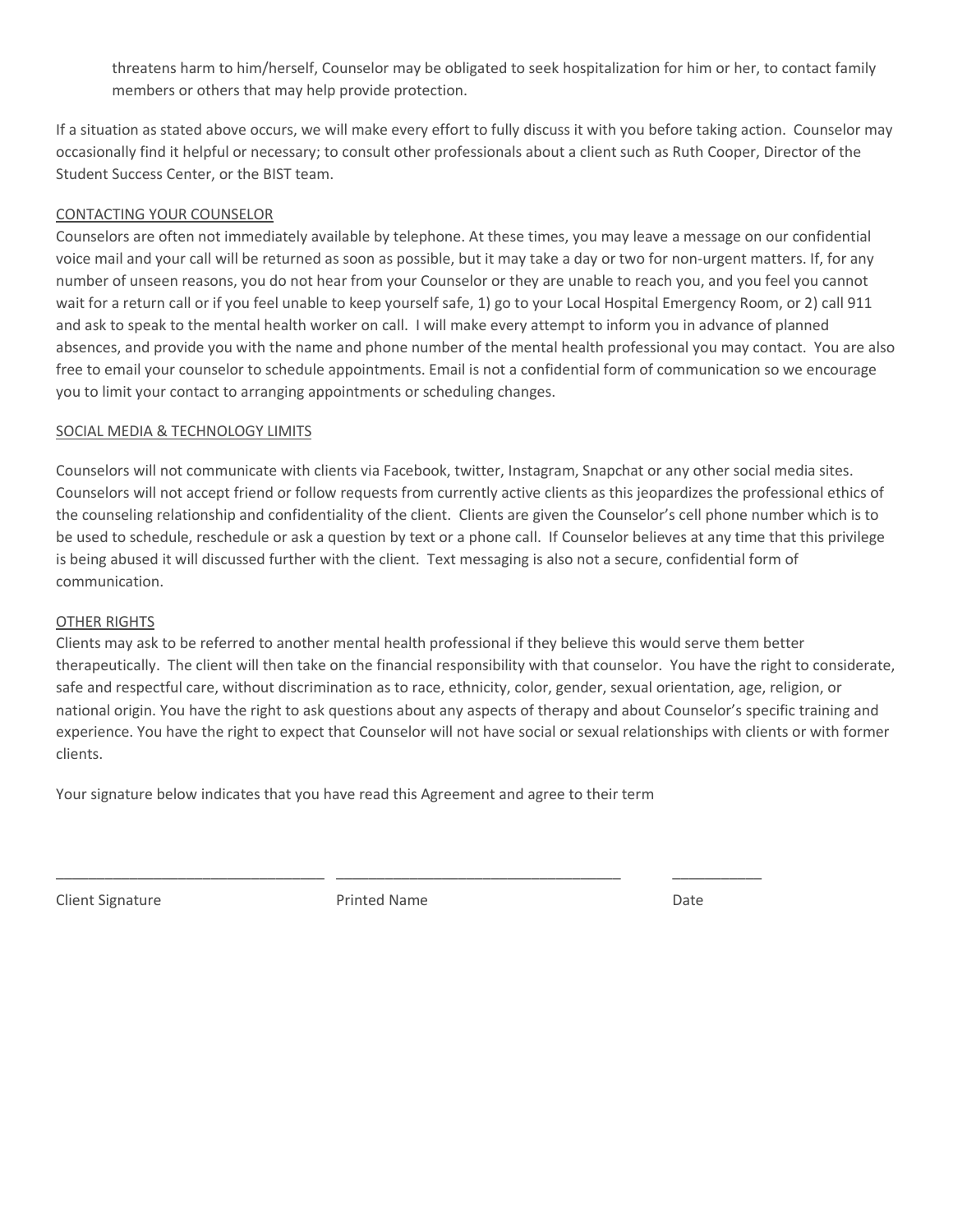threatens harm to him/herself, Counselor may be obligated to seek hospitalization for him or her, to contact family members or others that may help provide protection.

If a situation as stated above occurs, we will make every effort to fully discuss it with you before taking action. Counselor may occasionally find it helpful or necessary; to consult other professionals about a client such as Ruth Cooper, Director of the Student Success Center, or the BIST team.

<u>CONTACTING YOUR COUNSELOR</u>

Counselors are often not immediately available by telephone. At these times, you may leave a message on our confidential voice mail and your call will be returned as soon as possible, but it may take a day or two for non-urgent matters. If, for any number of unseen reasons, you do not hear from your Counselor or they are unable to reach you, and you feel you cannot wait for a return call or if you feel unable to keep yourself safe, 1) go to your Local Hospital Emergency Room, or 2) call 911 and ask to speak to the mental health worker on call. I will make every attempt to inform you in advance of planned absences, and provide you with the name and phone number of the mental health professional you may contact. You are also free to email your counselor to schedule appointments. Email is not a confidential form of communication so we encourage you to limit your contact to arranging appointments or scheduling changes.

<u>SOCIAL MEDIA & TECHNOLOGY LIMITS</u>

Counselors will not communicate with clients via Facebook, twitter, Instagram, Snapchat or any other social media sites. Counselors will not accept friend or follow requests from currently active clients as this jeopardizes the professional ethics of the counseling relationship and confidentiality of the client. Clients are given the Counselor's cell phone number which is to be used to schedule, reschedule or ask a question by text or a phone call. If Counselor believes at any time that this privilege is being abused it will discussed further with the client. Text messaging is also not a secure, confidential form of communication.

<u>OTHER RIGHTS</u>

Clients may ask to be referred to another mental health professional if they believe this would serve them better therapeutically. The client will then take on the financial responsibility with that counselor. You have the right to considerate, safe and respectful care, without discrimination as to race, ethnicity, color, gender, sexual orientation, age, religion, or national origin. You have the right to ask questions about any aspects of therapy and about Counselor's specific training and experience. You have the right to expect that Counselor will not have social or sexual relationships with clients or with former clients.

Your signature below indicates that you have read this Agreement and agree to their term

_________________________________ ___________________________________ ___________

Client Signature Printed Name Date